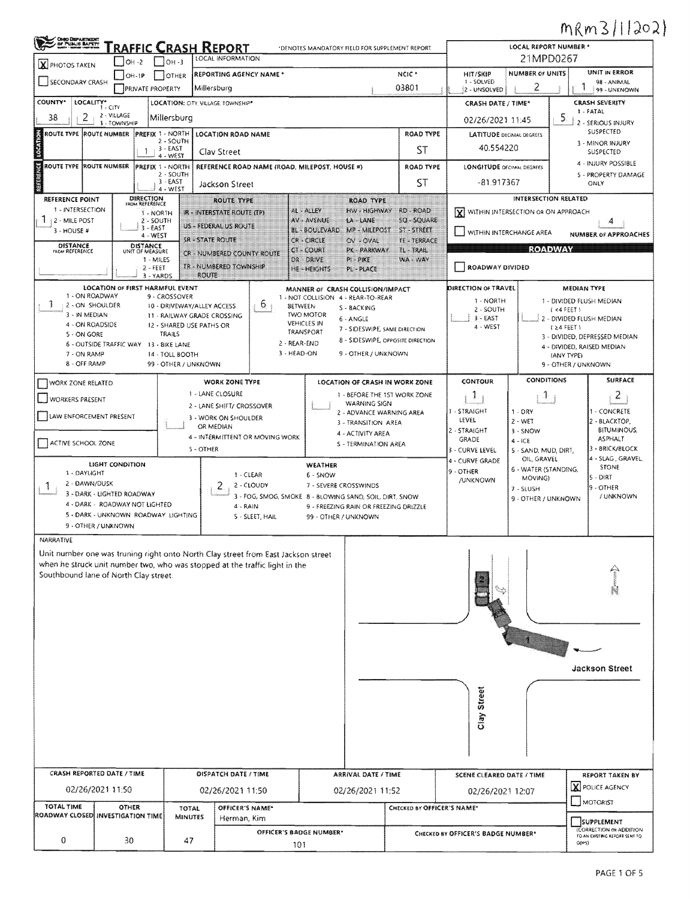MRm 3/1/2021

# TRAFFIC CRASH REPORT

*DENOTES MANDATORY FIELD FOR SUPPLEMENT REPORT

LOCAL INFORMATION

| Field | Value |
|---|---|
| PHOTOS TAKEN | X |
| REPORTING AGENCY NAME * | Millersburg |
| NCIC * | 03801 |
| LOCAL REPORT NUMBER * | 21MPD0267 |
| HIT/SKIP (1 - SOLVED, 2 - UNSOLVED) | |
| NUMBER OF UNITS | 2 |
| UNIT IN ERROR (98 - ANIMAL, 99 - UNKNOWN) | 1 |
| COUNTY* | 38 |
| LOCALITY* (1 - CITY, 2 - VILLAGE, 3 - TOWNSHIP) | 2 |
| LOCATION: CITY, VILLAGE, TOWNSHIP* | Millersburg |
| CRASH DATE / TIME* | 02/26/2021 11:45 |
| CRASH SEVERITY (1 - FATAL, 2 - SERIOUS INJURY SUSPECTED, 3 - MINOR INJURY SUSPECTED, 4 - INJURY POSSIBLE, 5 - PROPERTY DAMAGE ONLY) | 5 |

## LOCATION

| ROUTE TYPE | ROUTE NUMBER | PREFIX | LOCATION ROAD NAME | ROAD TYPE | LATITUDE DECIMAL DEGREES |
|---|---|---|---|---|---|
| | | 1 | Clay Street | ST | 40.554220 |

## REFERENCE

| ROUTE TYPE | ROUTE NUMBER | PREFIX | REFERENCE ROAD NAME (ROAD, MILEPOST, HOUSE #) | ROAD TYPE | LONGITUDE DECIMAL DEGREES |
|---|---|---|---|---|---|
| | | | Jackson Street | ST | -81.917367 |

REFERENCE POINT (1 - INTERSECTION, 2 - MILE POST, 3 - HOUSE #): 1

DIRECTION FROM REFERENCE: 

DISTANCE FROM REFERENCE: 

DISTANCE UNIT OF MEASURE: 

ROUTE TYPE: IR - INTERSTATE ROUTE (TP), US - FEDERAL US ROUTE, SR - STATE ROUTE, CR - NUMBERED COUNTY ROUTE, TR - NUMBERED TOWNSHIP ROUTE

ROAD TYPE: AL - ALLEY, AV - AVENUE, BL - BOULEVARD, CR - CIRCLE, CT - COURT, DR - DRIVE, HE - HEIGHTS, HW - HIGHWAY, LA - LANE, MP - MILEPOST, OV - OVAL, PK - PARKWAY, PI - PIKE, PL - PLACE, RD - ROAD, SQ - SQUARE, ST - STREET, TE - TERRACE, TL - TRAIL, WA - WAY

INTERSECTION RELATED: [X] WITHIN INTERSECTION OR ON APPROACH; [ ] WITHIN INTERCHANGE AREA

NUMBER OF APPROACHES: 4

## ROADWAY

[ ] ROADWAY DIVIDED

LOCATION OF FIRST HARMFUL EVENT: 1

FIRST HARMFUL EVENT: 6

MANNER OF CRASH COLLISION/IMPACT: 

DIRECTION OF TRAVEL: 

MEDIAN TYPE: 

WORK ZONE RELATED: [ ]  WORKERS PRESENT: [ ]  LAW ENFORCEMENT PRESENT: [ ]  ACTIVE SCHOOL ZONE: [ ]

WORK ZONE TYPE: 

LOCATION OF CRASH IN WORK ZONE: 

CONTOUR: 1

CONDITIONS: 1

SURFACE: 2

LIGHT CONDITION: 1

WEATHER: 2

## NARRATIVE

Unit number one was truning right onto North Clay street from East Jackson street when he struck unit number two, who was stopped at the traffic light in the Southbound lane of North Clay street.

Jackson Street

Clay Street

| CRASH REPORTED DATE / TIME | DISPATCH DATE / TIME | ARRIVAL DATE / TIME | SCENE CLEARED DATE / TIME | REPORT TAKEN BY |
|---|---|---|---|---|
| 02/26/2021 11:50 | 02/26/2021 11:50 | 02/26/2021 11:52 | 02/26/2021 12:07 | [X] POLICE AGENCY [ ] MOTORIST |

| TOTAL TIME ROADWAY CLOSED | OTHER INVESTIGATION TIME | TOTAL MINUTES | OFFICER'S NAME* | CHECKED BY OFFICER'S NAME* |
|---|---|---|---|---|
| 0 | 30 | 47 | Herman, Kim | |

OFFICER'S BADGE NUMBER*: 101

CHECKED BY OFFICER'S BADGE NUMBER*: 

[ ] SUPPLEMENT (CORRECTION OR ADDITION TO AN EXISTING REPORT SENT TO ODPS)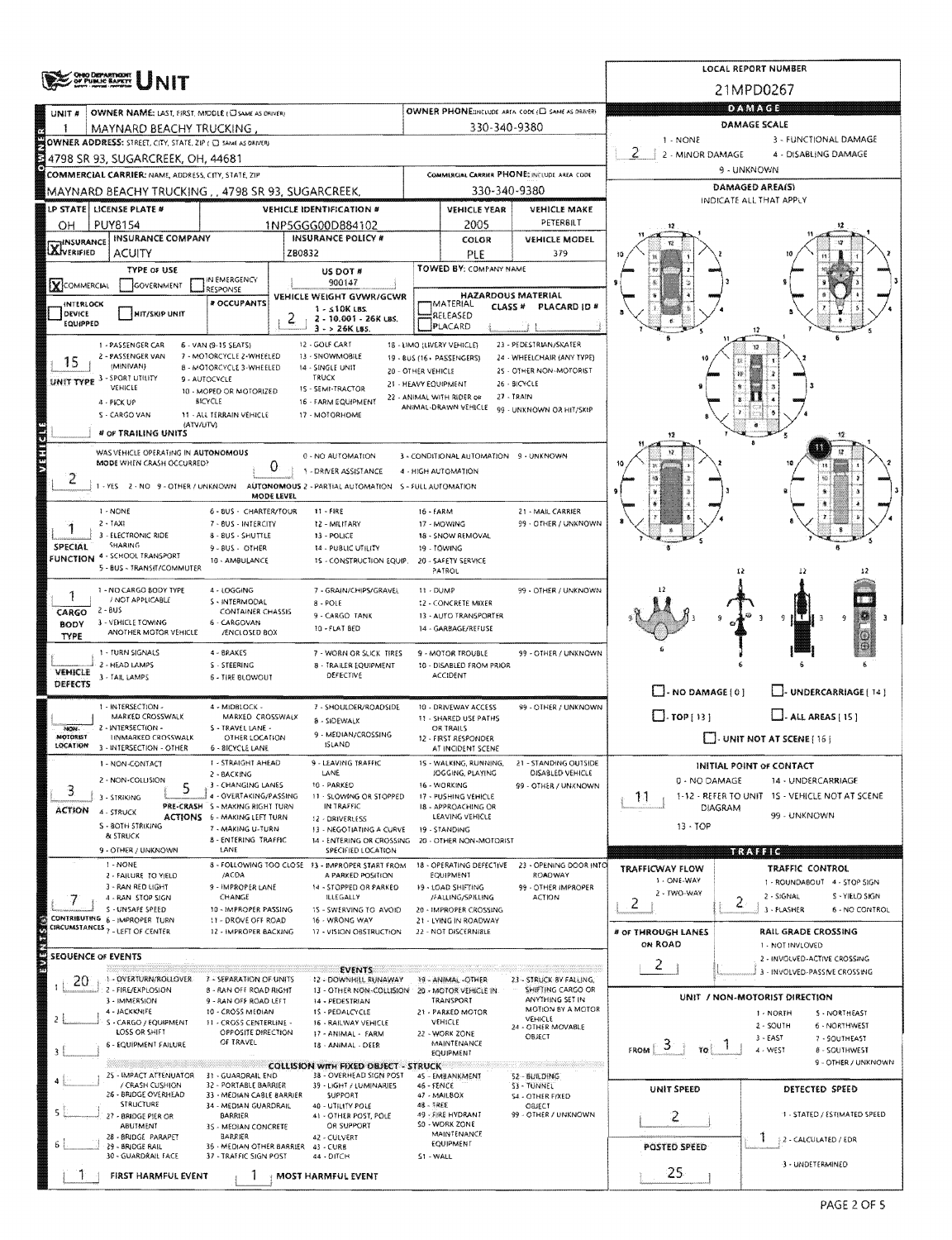# UNIT

**LOCAL REPORT NUMBER:** 21MPD0267

## OWNER

| UNIT # | OWNER NAME: LAST, FIRST, MIDDLE (☐ SAME AS DRIVER) | OWNER PHONE: INCLUDE AREA CODE (☐ SAME AS DRIVER) |
|---|---|---|
| 1 | MAYNARD BEACHY TRUCKING , | 330-340-9380 |

**OWNER ADDRESS:** STREET, CITY, STATE, ZIP (☐ SAME AS DRIVER)
4798 SR 93, SUGARCREEK, OH, 44681

**COMMERCIAL CARRIER:** NAME, ADDRESS, CITY, STATE, ZIP
MAYNARD BEACHY TRUCKING , , 4798 SR 93, SUGARCREEK,

**COMMERCIAL CARRIER PHONE:** INCLUDE AREA CODE
330-340-9380

## VEHICLE

| LP STATE | LICENSE PLATE # | VEHICLE IDENTIFICATION # | VEHICLE YEAR | VEHICLE MAKE |
|---|---|---|---|---|
| OH | PUY8154 | 1NP5GGG00DB84102 | 2005 | PETERBILT |

| INSURANCE | INSURANCE COMPANY | INSURANCE POLICY # | COLOR | VEHICLE MODEL |
|---|---|---|---|---|
| ☒ VERIFIED | ACUITY | ZB0832 | PLE | 379 |

**TYPE OF USE:** ☒ COMMERCIAL ☐ GOVERNMENT ☐ IN EMERGENCY RESPONSE

**US DOT #:** 900147

**TOWED BY:** COMPANY NAME

☐ INTERLOCK DEVICE EQUIPPED ☐ HIT/SKIP UNIT

**# OCCUPANTS**

**VEHICLE WEIGHT GVWR/GCWR:** 2
1 - ≤10K LBS.
2 - 10.001 - 26K LBS.
3 - > 26K LBS.

**HAZARDOUS MATERIAL:** ☐ MATERIAL CLASS # ☐ RELEASED PLACARD ID # ☐ PLACARD

**UNIT TYPE:** 15
1 - PASSENGER CAR, 2 - PASSENGER VAN (MINIVAN), 3 - SPORT UTILITY VEHICLE, 4 - PICK UP, 5 - CARGO VAN, 6 - VAN (9-15 SEATS), 7 - MOTORCYCLE 2-WHEELED, 8 - MOTORCYCLE 3-WHEELED, 9 - AUTOCYCLE, 10 - MOPED OR MOTORIZED BICYCLE, 11 - ALL TERRAIN VEHICLE (ATV/UTV), 12 - GOLF CART, 13 - SNOWMOBILE, 14 - SINGLE UNIT TRUCK, 15 - SEMI-TRACTOR, 16 - FARM EQUIPMENT, 17 - MOTORHOME, 18 - LIMO (LIVERY VEHICLE), 19 - BUS (16+ PASSENGERS), 20 - OTHER VEHICLE, 21 - HEAVY EQUIPMENT, 22 - ANIMAL WITH RIDER OR ANIMAL-DRAWN VEHICLE, 23 - PEDESTRIAN/SKATER, 24 - WHEELCHAIR (ANY TYPE), 25 - OTHER NON-MOTORIST, 26 - BICYCLE, 27 - TRAIN, 99 - UNKNOWN OR HIT/SKIP

**# OF TRAILING UNITS:**

**WAS VEHICLE OPERATING IN AUTONOMOUS MODE WHEN CRASH OCCURRED?** 2
1 - YES 2 - NO 9 - OTHER / UNKNOWN

**AUTONOMOUS MODE LEVEL:** 0
0 - NO AUTOMATION, 1 - DRIVER ASSISTANCE, 2 - PARTIAL AUTOMATION, 3 - CONDITIONAL AUTOMATION, 4 - HIGH AUTOMATION, 5 - FULL AUTOMATION, 9 - UNKNOWN

**SPECIAL FUNCTION:** 1
1 - NONE, 2 - TAXI, 3 - ELECTRONIC RIDE SHARING, 4 - SCHOOL TRANSPORT, 5 - BUS - TRANSIT/COMMUTER, 6 - BUS - CHARTER/TOUR, 7 - BUS - INTERCITY, 8 - BUS - SHUTTLE, 9 - BUS - OTHER, 10 - AMBULANCE, 11 - FIRE, 12 - MILITARY, 13 - POLICE, 14 - PUBLIC UTILITY, 15 - CONSTRUCTION EQUIP., 16 - FARM, 17 - MOWING, 18 - SNOW REMOVAL, 19 - TOWING, 20 - SAFETY SERVICE PATROL, 21 - MAIL CARRIER, 99 - OTHER / UNKNOWN

**CARGO BODY TYPE:** 1
1 - NO CARGO BODY TYPE / NOT APPLICABLE, 2 - BUS, 3 - VEHICLE TOWING ANOTHER MOTOR VEHICLE, 4 - LOGGING, 5 - INTERMODAL CONTAINER CHASSIS, 6 - CARGOVAN /ENCLOSED BOX, 7 - GRAIN/CHIPS/GRAVEL, 8 - POLE, 9 - CARGO TANK, 10 - FLAT BED, 11 - DUMP, 12 - CONCRETE MIXER, 13 - AUTO TRANSPORTER, 14 - GARBAGE/REFUSE, 99 - OTHER / UNKNOWN

**VEHICLE DEFECTS:**
1 - TURN SIGNALS, 2 - HEAD LAMPS, 3 - TAIL LAMPS, 4 - BRAKES, 5 - STEERING, 6 - TIRE BLOWOUT, 7 - WORN OR SLICK TIRES, 8 - TRAILER EQUIPMENT DEFECTIVE, 9 - MOTOR TROUBLE, 10 - DISABLED FROM PRIOR ACCIDENT, 99 - OTHER / UNKNOWN

**NON-MOTORIST LOCATION:**
1 - INTERSECTION - MARKED CROSSWALK, 2 - INTERSECTION - UNMARKED CROSSWALK, 3 - INTERSECTION - OTHER, 4 - MIDBLOCK - MARKED CROSSWALK, 5 - TRAVEL LANE - OTHER LOCATION, 6 - BICYCLE LANE, 7 - SHOULDER/ROADSIDE, 8 - SIDEWALK, 9 - MEDIAN/CROSSING ISLAND, 10 - DRIVEWAY ACCESS, 11 - SHARED USE PATHS OR TRAILS, 12 - FIRST RESPONDER AT INCIDENT SCENE, 99 - OTHER / UNKNOWN

**ACTION:** 3
1 - NON-CONTACT, 2 - NON-COLLISION, 3 - STRIKING, 4 - STRUCK, 5 - BOTH STRIKING & STRUCK, 9 - OTHER / UNKNOWN

**PRE-CRASH ACTIONS:** 5
1 - STRAIGHT AHEAD, 2 - BACKING, 3 - CHANGING LANES, 4 - OVERTAKING/PASSING, 5 - MAKING RIGHT TURN, 6 - MAKING LEFT TURN, 7 - MAKING U-TURN, 8 - ENTERING TRAFFIC LANE, 9 - LEAVING TRAFFIC LANE, 10 - PARKED, 11 - SLOWING OR STOPPED IN TRAFFIC, 12 - DRIVERLESS, 13 - NEGOTIATING A CURVE, 14 - ENTERING OR CROSSING SPECIFIED LOCATION, 15 - WALKING, RUNNING, JOGGING, PLAYING, 16 - WORKING, 17 - PUSHING VEHICLE, 18 - APPROACHING OR LEAVING VEHICLE, 19 - STANDING, 20 - OTHER NON-MOTORIST, 21 - STANDING OUTSIDE DISABLED VEHICLE, 99 - OTHER / UNKNOWN

## EVENTS

**CONTRIBUTING CIRCUMSTANCES:** 7
1 - NONE, 2 - FAILURE TO YIELD, 3 - RAN RED LIGHT, 4 - RAN STOP SIGN, 5 - UNSAFE SPEED, 6 - IMPROPER TURN, 7 - LEFT OF CENTER, 8 - FOLLOWING TOO CLOSE /ACDA, 9 - IMPROPER LANE CHANGE, 10 - IMPROPER PASSING, 11 - DROVE OFF ROAD, 12 - IMPROPER BACKING, 13 - IMPROPER START FROM A PARKED POSITION, 14 - STOPPED OR PARKED ILLEGALLY, 15 - SWERVING TO AVOID, 16 - WRONG WAY, 17 - VISION OBSTRUCTION, 18 - OPERATING DEFECTIVE EQUIPMENT, 19 - LOAD SHIFTING /FALLING/SPILLING, 20 - IMPROPER CROSSING, 21 - LYING IN ROADWAY, 22 - NOT DISCERNIBLE, 23 - OPENING DOOR INTO ROADWAY, 99 - OTHER IMPROPER ACTION

### SEQUENCE OF EVENTS

| # | Event |
|---|---|
| 1 | 20 |
| 2 | |
| 3 | |
| 4 | |
| 5 | |
| 6 | |

**EVENTS:**
1 - OVERTURN/ROLLOVER, 2 - FIRE/EXPLOSION, 3 - IMMERSION, 4 - JACKKNIFE, 5 - CARGO / EQUIPMENT LOSS OR SHIFT, 6 - EQUIPMENT FAILURE, 7 - SEPARATION OF UNITS, 8 - RAN OFF ROAD RIGHT, 9 - RAN OFF ROAD LEFT, 10 - CROSS MEDIAN, 11 - CROSS CENTERLINE - OPPOSITE DIRECTION OF TRAVEL, 12 - DOWNHILL RUNAWAY, 13 - OTHER NON-COLLISION, 14 - PEDESTRIAN, 15 - PEDALCYCLE, 16 - RAILWAY VEHICLE, 17 - ANIMAL - FARM, 18 - ANIMAL - DEER, 19 - ANIMAL -OTHER, 20 - MOTOR VEHICLE IN TRANSPORT, 21 - PARKED MOTOR VEHICLE, 22 - WORK ZONE MAINTENANCE EQUIPMENT, 23 - STRUCK BY FALLING, SHIFTING CARGO OR ANYTHING SET IN MOTION BY A MOTOR VEHICLE, 24 - OTHER MOVABLE OBJECT

**COLLISION WITH FIXED OBJECT - STRUCK:**
25 - IMPACT ATTENUATOR / CRASH CUSHION, 26 - BRIDGE OVERHEAD STRUCTURE, 27 - BRIDGE PIER OR ABUTMENT, 28 - BRIDGE PARAPET, 29 - BRIDGE RAIL, 30 - GUARDRAIL FACE, 31 - GUARDRAIL END, 32 - PORTABLE BARRIER, 33 - MEDIAN CABLE BARRIER, 34 - MEDIAN GUARDRAIL BARRIER, 35 - MEDIAN CONCRETE BARRIER, 36 - MEDIAN OTHER BARRIER, 37 - TRAFFIC SIGN POST, 38 - OVERHEAD SIGN POST, 39 - LIGHT / LUMINARIES SUPPORT, 40 - UTILITY POLE, 41 - OTHER POST, POLE OR SUPPORT, 42 - CULVERT, 43 - CURB, 44 - DITCH, 45 - EMBANKMENT, 46 - FENCE, 47 - MAILBOX, 48 - TREE, 49 - FIRE HYDRANT, 50 - WORK ZONE MAINTENANCE EQUIPMENT, 51 - WALL, 52 - BUILDING, 53 - TUNNEL, 54 - OTHER FIXED OBJECT, 99 - OTHER / UNKNOWN

**FIRST HARMFUL EVENT:** 1 **MOST HARMFUL EVENT:** 1

## DAMAGE

**DAMAGE SCALE:** 2
1 - NONE, 2 - MINOR DAMAGE, 3 - FUNCTIONAL DAMAGE, 4 - DISABLING DAMAGE, 9 - UNKNOWN

**DAMAGED AREA(S):** INDICATE ALL THAT APPLY — 11

☐ NO DAMAGE [0] ☐ UNDERCARRIAGE [14] ☐ TOP [13] ☐ ALL AREAS [15] ☐ UNIT NOT AT SCENE [16]

**INITIAL POINT OF CONTACT:** 11
0 - NO DAMAGE, 1-12 - REFER TO UNIT DIAGRAM, 13 - TOP, 14 - UNDERCARRIAGE, 15 - VEHICLE NOT AT SCENE, 99 - UNKNOWN

## TRAFFIC

**TRAFFICWAY FLOW:** 2
1 - ONE-WAY, 2 - TWO-WAY

**TRAFFIC CONTROL:** 2
1 - ROUNDABOUT, 2 - SIGNAL, 3 - FLASHER, 4 - STOP SIGN, 5 - YIELD SIGN, 6 - NO CONTROL

**# OF THROUGH LANES ON ROAD:** 2

**RAIL GRADE CROSSING:**
1 - NOT INVLOVED, 2 - INVOLVED-ACTIVE CROSSING, 3 - INVOLVED-PASSIVE CROSSING

**UNIT / NON-MOTORIST DIRECTION:** FROM 3 TO 1
1 - NORTH, 2 - SOUTH, 3 - EAST, 4 - WEST, 5 - NORTHEAST, 6 - NORTHWEST, 7 - SOUTHEAST, 8 - SOUTHWEST, 9 - OTHER / UNKNOWN

**UNIT SPEED:** 2

**POSTED SPEED:** 25

**DETECTED SPEED:** 1
1 - STATED / ESTIMATED SPEED, 2 - CALCULATED / EDR, 3 - UNDETERMINED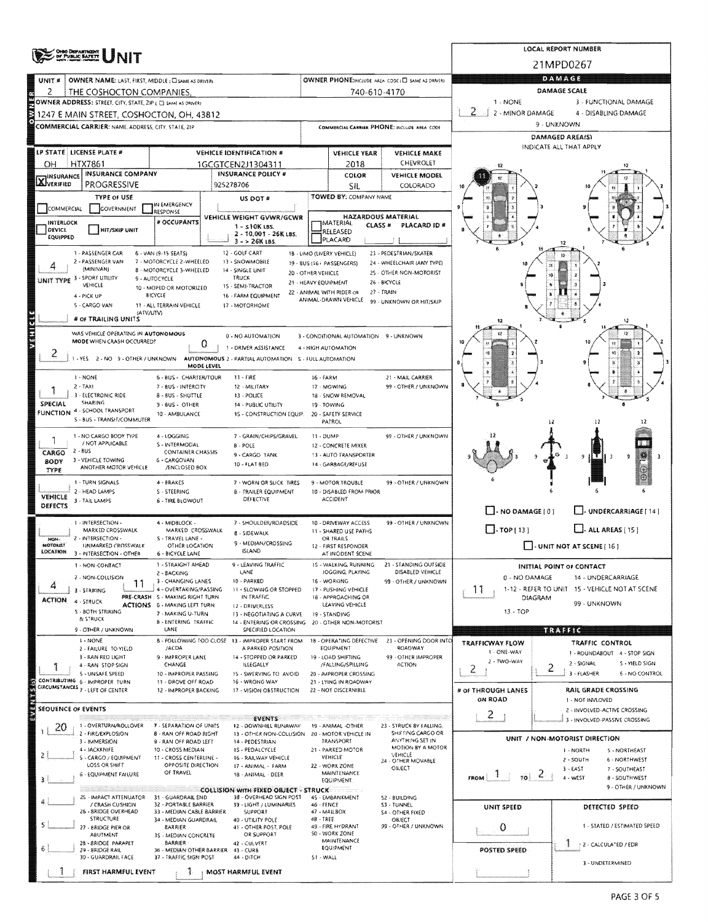# UNIT

**LOCAL REPORT NUMBER:** 21MPD0267

## OWNER

| Field | Value |
|---|---|
| UNIT # | 2 |
| OWNER NAME: LAST, FIRST, MIDDLE (☐ SAME AS DRIVER) | THE COSHOCTON COMPANIES, |
| OWNER PHONE: INCLUDE AREA CODE (☐ SAME AS DRIVER) | 740-610-4170 |
| OWNER ADDRESS: STREET, CITY, STATE, ZIP (☐ SAME AS DRIVER) | 1247 E MAIN STREET, COSHOCTON, OH, 43812 |
| COMMERCIAL CARRIER: NAME, ADDRESS, CITY, STATE, ZIP | |
| COMMERCIAL CARRIER PHONE: INCLUDE AREA CODE | |

## VEHICLE

| LP STATE | LICENSE PLATE # | VEHICLE IDENTIFICATION # | VEHICLE YEAR | VEHICLE MAKE |
|---|---|---|---|---|
| OH | HTX7861 | 1GCGTCEN2J1304311 | 2018 | CHEVROLET |

| INSURANCE | INSURANCE COMPANY | INSURANCE POLICY # | COLOR | VEHICLE MODEL |
|---|---|---|---|---|
| ☒ VERIFIED | PROGRESSIVE | 925278706 | SIL | COLORADO |

**TYPE OF USE:** ☐ COMMERCIAL ☐ GOVERNMENT ☐ IN EMERGENCY RESPONSE

**US DOT #:**

**TOWED BY:** COMPANY NAME

☐ INTERLOCK DEVICE EQUIPPED ☐ HIT/SKIP UNIT

**# OCCUPANTS:**

**VEHICLE WEIGHT GVWR/GCWR:** 1 - ≤10K LBS. 2 - 10,001 - 26K LBS. 3 - > 26K LBS.

**HAZARDOUS MATERIAL:** ☐ MATERIAL RELEASED ☐ PLACARD — CLASS # — PLACARD ID #

**UNIT TYPE:** 4
1 - PASSENGER CAR, 2 - PASSENGER VAN (MINIVAN), 3 - SPORT UTILITY VEHICLE, 4 - PICK UP, 5 - CARGO VAN, 6 - VAN (9-15 SEATS), 7 - MOTORCYCLE 2-WHEELED, 8 - MOTORCYCLE 3-WHEELED, 9 - AUTOCYCLE, 10 - MOPED OR MOTORIZED BICYCLE, 11 - ALL TERRAIN VEHICLE (ATV/UTV), 12 - GOLF CART, 13 - SNOWMOBILE, 14 - SINGLE UNIT TRUCK, 15 - SEMI-TRACTOR, 16 - FARM EQUIPMENT, 17 - MOTORHOME, 18 - LIMO (LIVERY VEHICLE), 19 - BUS (16+ PASSENGERS), 20 - OTHER VEHICLE, 21 - HEAVY EQUIPMENT, 22 - ANIMAL WITH RIDER OR ANIMAL-DRAWN VEHICLE, 23 - PEDESTRIAN/SKATER, 24 - WHEELCHAIR (ANY TYPE), 25 - OTHER NON-MOTORIST, 26 - BICYCLE, 27 - TRAIN, 99 - UNKNOWN OR HIT/SKIP

**# OF TRAILING UNITS:**

**WAS VEHICLE OPERATING IN AUTONOMOUS MODE WHEN CRASH OCCURRED?** 2
1 - YES, 2 - NO, 9 - OTHER / UNKNOWN

**AUTONOMOUS MODE LEVEL:** 0
0 - NO AUTOMATION, 1 - DRIVER ASSISTANCE, 2 - PARTIAL AUTOMATION, 3 - CONDITIONAL AUTOMATION, 4 - HIGH AUTOMATION, 5 - FULL AUTOMATION, 9 - UNKNOWN

**SPECIAL FUNCTION:** 1
1 - NONE, 2 - TAXI, 3 - ELECTRONIC RIDE SHARING, 4 - SCHOOL TRANSPORT, 5 - BUS - TRANSIT/COMMUTER, 6 - BUS - CHARTER/TOUR, 7 - BUS - INTERCITY, 8 - BUS - SHUTTLE, 9 - BUS - OTHER, 10 - AMBULANCE, 11 - FIRE, 12 - MILITARY, 13 - POLICE, 14 - PUBLIC UTILITY, 15 - CONSTRUCTION EQUIP., 16 - FARM, 17 - MOWING, 18 - SNOW REMOVAL, 19 - TOWING, 20 - SAFETY SERVICE PATROL, 21 - MAIL CARRIER, 99 - OTHER / UNKNOWN

**CARGO BODY TYPE:** 1
1 - NO CARGO BODY TYPE / NOT APPLICABLE, 2 - BUS, 3 - VEHICLE TOWING ANOTHER MOTOR VEHICLE, 4 - LOGGING, 5 - INTERMODAL CONTAINER CHASSIS, 6 - CARGOVAN /ENCLOSED BOX, 7 - GRAIN/CHIPS/GRAVEL, 8 - POLE, 9 - CARGO TANK, 10 - FLAT BED, 11 - DUMP, 12 - CONCRETE MIXER, 13 - AUTO TRANSPORTER, 14 - GARBAGE/REFUSE, 99 - OTHER / UNKNOWN

**VEHICLE DEFECTS:**
1 - TURN SIGNALS, 2 - HEAD LAMPS, 3 - TAIL LAMPS, 4 - BRAKES, 5 - STEERING, 6 - TIRE BLOWOUT, 7 - WORN OR SLICK TIRES, 8 - TRAILER EQUIPMENT DEFECTIVE, 9 - MOTOR TROUBLE, 10 - DISABLED FROM PRIOR ACCIDENT, 99 - OTHER / UNKNOWN

**NON-MOTORIST LOCATION:**
1 - INTERSECTION - MARKED CROSSWALK, 2 - INTERSECTION - UNMARKED CROSSWALK, 3 - INTERSECTION - OTHER, 4 - MIDBLOCK - MARKED CROSSWALK, 5 - TRAVEL LANE - OTHER LOCATION, 6 - BICYCLE LANE, 7 - SHOULDER/ROADSIDE, 8 - SIDEWALK, 9 - MEDIAN/CROSSING ISLAND, 10 - DRIVEWAY ACCESS, 11 - SHARED USE PATHS OR TRAILS, 12 - FIRST RESPONDER AT INCIDENT SCENE, 99 - OTHER / UNKNOWN

**ACTION:** 4
1 - NON-CONTACT, 2 - NON-COLLISION, 3 - STRIKING, 4 - STRUCK, 5 - BOTH STRIKING & STRUCK, 9 - OTHER / UNKNOWN

**PRE-CRASH ACTIONS:** 11
1 - STRAIGHT AHEAD, 2 - BACKING, 3 - CHANGING LANES, 4 - OVERTAKING/PASSING, 5 - MAKING RIGHT TURN, 6 - MAKING LEFT TURN, 7 - MAKING U-TURN, 8 - ENTERING TRAFFIC LANE, 9 - LEAVING TRAFFIC LANE, 10 - PARKED, 11 - SLOWING OR STOPPED IN TRAFFIC, 12 - DRIVERLESS, 13 - NEGOTIATING A CURVE, 14 - ENTERING OR CROSSING SPECIFIED LOCATION, 15 - WALKING, RUNNING, JOGGING, PLAYING, 16 - WORKING, 17 - PUSHING VEHICLE, 18 - APPROACHING OR LEAVING VEHICLE, 19 - STANDING, 20 - OTHER NON-MOTORIST, 21 - STANDING OUTSIDE DISABLED VEHICLE, 99 - OTHER / UNKNOWN

## EVENTS

**CONTRIBUTING CIRCUMSTANCES:** 1
1 - NONE, 2 - FAILURE TO YIELD, 3 - RAN RED LIGHT, 4 - RAN STOP SIGN, 5 - UNSAFE SPEED, 6 - IMPROPER TURN, 7 - LEFT OF CENTER, 8 - FOLLOWING TOO CLOSE /ACDA, 9 - IMPROPER LANE CHANGE, 10 - IMPROPER PASSING, 11 - DROVE OFF ROAD, 12 - IMPROPER BACKING, 13 - IMPROPER START FROM A PARKED POSITION, 14 - STOPPED OR PARKED ILLEGALLY, 15 - SWERVING TO AVOID, 16 - WRONG WAY, 17 - VISION OBSTRUCTION, 18 - OPERATING DEFECTIVE EQUIPMENT, 19 - LOAD SHIFTING /FALLING/SPILLING, 20 - IMPROPER CROSSING, 21 - LYING IN ROADWAY, 22 - NOT DISCERNIBLE, 23 - OPENING DOOR INTO ROADWAY, 99 - OTHER IMPROPER ACTION

**SEQUENCE OF EVENTS:**
1: 20
2:
3:
4:
5:
6:

**EVENTS:** 1 - OVERTURN/ROLLOVER, 2 - FIRE/EXPLOSION, 3 - IMMERSION, 4 - JACKKNIFE, 5 - CARGO / EQUIPMENT LOSS OR SHIFT, 6 - EQUIPMENT FAILURE, 7 - SEPARATION OF UNITS, 8 - RAN OFF ROAD RIGHT, 9 - RAN OFF ROAD LEFT, 10 - CROSS MEDIAN, 11 - CROSS CENTERLINE - OPPOSITE DIRECTION OF TRAVEL, 12 - DOWNHILL RUNAWAY, 13 - OTHER NON-COLLISION, 14 - PEDESTRIAN, 15 - PEDALCYCLE, 16 - RAILWAY VEHICLE, 17 - ANIMAL - FARM, 18 - ANIMAL - DEER, 19 - ANIMAL -OTHER, 20 - MOTOR VEHICLE IN TRANSPORT, 21 - PARKED MOTOR VEHICLE, 22 - WORK ZONE MAINTENANCE EQUIPMENT, 23 - STRUCK BY FALLING, SHIFTING CARGO OR ANYTHING SET IN MOTION BY A MOTOR VEHICLE, 24 - OTHER MOVABLE OBJECT

**COLLISION WITH FIXED OBJECT - STRUCK:** 25 - IMPACT ATTENUATOR / CRASH CUSHION, 26 - BRIDGE OVERHEAD STRUCTURE, 27 - BRIDGE PIER OR ABUTMENT, 28 - BRIDGE PARAPET, 29 - BRIDGE RAIL, 30 - GUARDRAIL FACE, 31 - GUARDRAIL END, 32 - PORTABLE BARRIER, 33 - MEDIAN CABLE BARRIER, 34 - MEDIAN GUARDRAIL BARRIER, 35 - MEDIAN CONCRETE BARRIER, 36 - MEDIAN OTHER BARRIER, 37 - TRAFFIC SIGN POST, 38 - OVERHEAD SIGN POST, 39 - LIGHT / LUMINARIES SUPPORT, 40 - UTILITY POLE, 41 - OTHER POST, POLE OR SUPPORT, 42 - CULVERT, 43 - CURB, 44 - DITCH, 45 - EMBANKMENT, 46 - FENCE, 47 - MAILBOX, 48 - TREE, 49 - FIRE HYDRANT, 50 - WORK ZONE MAINTENANCE EQUIPMENT, 51 - WALL, 52 - BUILDING, 53 - TUNNEL, 54 - OTHER FIXED OBJECT, 99 - OTHER / UNKNOWN

**FIRST HARMFUL EVENT:** 1
**MOST HARMFUL EVENT:** 1

## DAMAGE

**DAMAGE SCALE:** 2
1 - NONE, 2 - MINOR DAMAGE, 3 - FUNCTIONAL DAMAGE, 4 - DISABLING DAMAGE, 9 - UNKNOWN

**DAMAGED AREA(S)** — INDICATE ALL THAT APPLY: 11

☐ NO DAMAGE [0] ☐ UNDERCARRIAGE [14] ☐ TOP [13] ☐ ALL AREAS [15] ☐ UNIT NOT AT SCENE [16]

**INITIAL POINT OF CONTACT:** 11
0 - NO DAMAGE, 1-12 - REFER TO UNIT DIAGRAM, 13 - TOP, 14 - UNDERCARRIAGE, 15 - VEHICLE NOT AT SCENE, 99 - UNKNOWN

## TRAFFIC

**TRAFFICWAY FLOW:** 2
1 - ONE-WAY, 2 - TWO-WAY

**TRAFFIC CONTROL:** 2
1 - ROUNDABOUT, 2 - SIGNAL, 3 - FLASHER, 4 - STOP SIGN, 5 - YIELD SIGN, 6 - NO CONTROL

**# OF THROUGH LANES ON ROAD:** 2

**RAIL GRADE CROSSING:**
1 - NOT INVLOVED, 2 - INVOLVED-ACTIVE CROSSING, 3 - INVOLVED-PASSIVE CROSSING

**UNIT / NON-MOTORIST DIRECTION:** FROM 1 TO 2
1 - NORTH, 2 - SOUTH, 3 - EAST, 4 - WEST, 5 - NORTHEAST, 6 - NORTHWEST, 7 - SOUTHEAST, 8 - SOUTHWEST, 9 - OTHER / UNKNOWN

**UNIT SPEED:** 0

**DETECTED SPEED:** 1
1 - STATED / ESTIMATED SPEED, 2 - CALCULATED / EDR, 3 - UNDETERMINED

**POSTED SPEED:**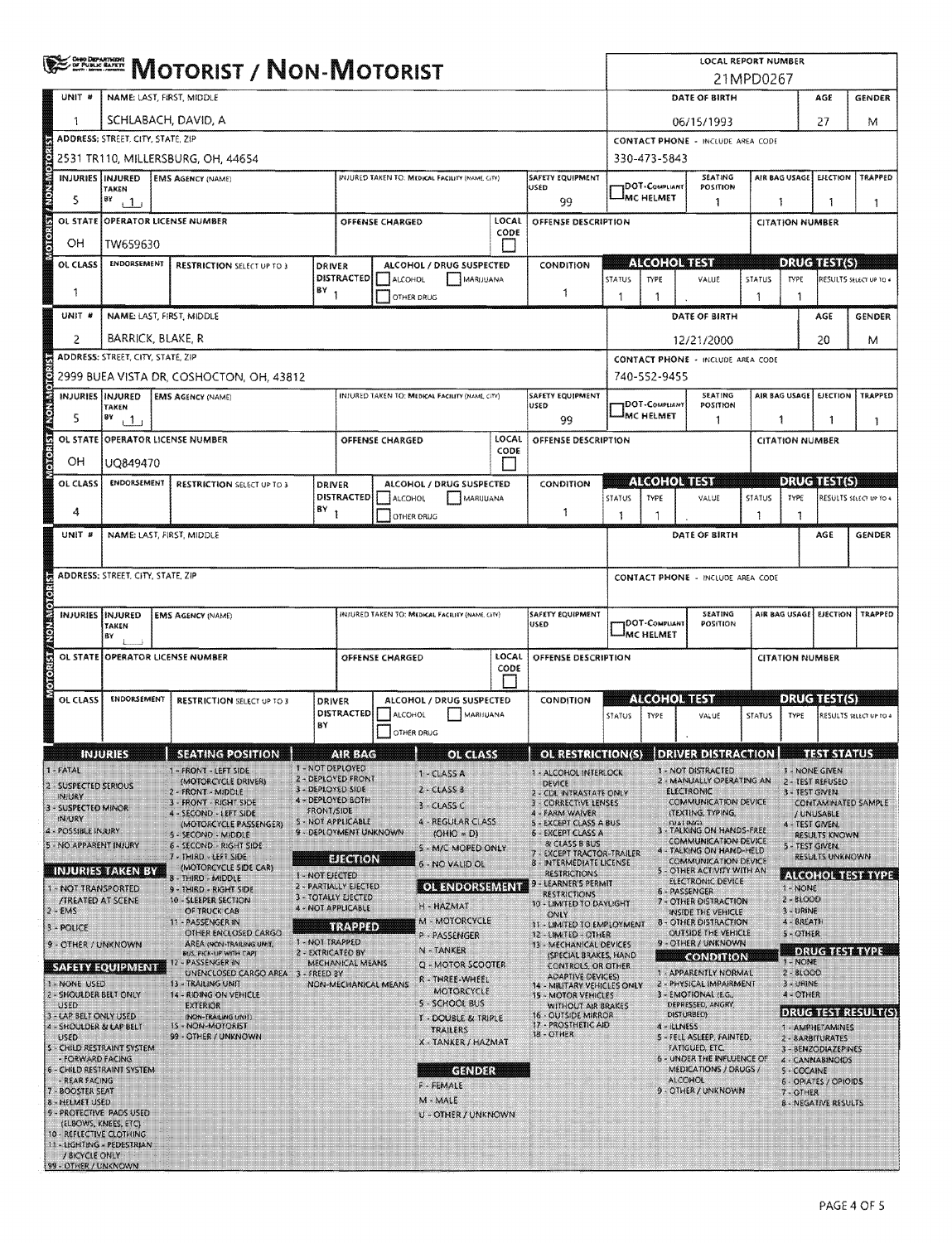# MOTORIST / NON-MOTORIST

LOCAL REPORT NUMBER: 21MPD0267

## Unit 1

| UNIT # | NAME: LAST, FIRST, MIDDLE | DATE OF BIRTH | AGE | GENDER |
|---|---|---|---|---|
| 1 | SCHLABACH, DAVID, A | 06/15/1993 | 27 | M |

| ADDRESS: STREET, CITY, STATE, ZIP | CONTACT PHONE - INCLUDE AREA CODE |
|---|---|
| 2531 TR110, MILLERSBURG, OH, 44654 | 330-473-5843 |

| INJURIES | INJURED TAKEN BY | EMS AGENCY (NAME) | INJURED TAKEN TO: MEDICAL FACILITY (NAME, CITY) | SAFETY EQUIPMENT USED | DOT-COMPLIANT MC HELMET | SEATING POSITION | AIR BAG USAGE | EJECTION | TRAPPED |
|---|---|---|---|---|---|---|---|---|---|
| 5 | 1 | | | 99 | | 1 | 1 | 1 | 1 |

| OL STATE | OPERATOR LICENSE NUMBER | OFFENSE CHARGED | LOCAL CODE | OFFENSE DESCRIPTION | CITATION NUMBER |
|---|---|---|---|---|---|
| OH | TW659630 | | | | |

| OL CLASS | ENDORSEMENT | RESTRICTION SELECT UP TO 3 | DRIVER DISTRACTED BY | ALCOHOL / DRUG SUSPECTED | CONDITION | ALCOHOL TEST STATUS | ALCOHOL TEST TYPE | ALCOHOL TEST VALUE | DRUG TEST STATUS | DRUG TEST TYPE | RESULTS SELECT UP TO 4 |
|---|---|---|---|---|---|---|---|---|---|---|---|
| 1 | | | 1 | | 1 | 1 | 1 | . | 1 | 1 | |

## Unit 2

| UNIT # | NAME: LAST, FIRST, MIDDLE | DATE OF BIRTH | AGE | GENDER |
|---|---|---|---|---|
| 2 | BARRICK, BLAKE, R | 12/21/2000 | 20 | M |

| ADDRESS: STREET, CITY, STATE, ZIP | CONTACT PHONE - INCLUDE AREA CODE |
|---|---|
| 2999 BUEA VISTA DR, COSHOCTON, OH, 43812 | 740-552-9455 |

| INJURIES | INJURED TAKEN BY | EMS AGENCY (NAME) | INJURED TAKEN TO: MEDICAL FACILITY (NAME, CITY) | SAFETY EQUIPMENT USED | DOT-COMPLIANT MC HELMET | SEATING POSITION | AIR BAG USAGE | EJECTION | TRAPPED |
|---|---|---|---|---|---|---|---|---|---|
| 5 | 1 | | | 99 | | 1 | 1 | 1 | 1 |

| OL STATE | OPERATOR LICENSE NUMBER | OFFENSE CHARGED | LOCAL CODE | OFFENSE DESCRIPTION | CITATION NUMBER |
|---|---|---|---|---|---|
| OH | UQ849470 | | | | |

| OL CLASS | ENDORSEMENT | RESTRICTION SELECT UP TO 3 | DRIVER DISTRACTED BY | ALCOHOL / DRUG SUSPECTED | CONDITION | ALCOHOL TEST STATUS | ALCOHOL TEST TYPE | ALCOHOL TEST VALUE | DRUG TEST STATUS | DRUG TEST TYPE | RESULTS SELECT UP TO 4 |
|---|---|---|---|---|---|---|---|---|---|---|---|
| 4 | | | 1 | | 1 | 1 | 1 | . | 1 | 1 | |

## Unit (blank)

| UNIT # | NAME: LAST, FIRST, MIDDLE | DATE OF BIRTH | AGE | GENDER |
|---|---|---|---|---|
| | | | | |

| ADDRESS: STREET, CITY, STATE, ZIP | CONTACT PHONE - INCLUDE AREA CODE |
|---|---|
| | |

| INJURIES | INJURED TAKEN BY | EMS AGENCY (NAME) | INJURED TAKEN TO: MEDICAL FACILITY (NAME, CITY) | SAFETY EQUIPMENT USED | DOT-COMPLIANT MC HELMET | SEATING POSITION | AIR BAG USAGE | EJECTION | TRAPPED |
|---|---|---|---|---|---|---|---|---|---|
| | | | | | | | | | |

| OL STATE | OPERATOR LICENSE NUMBER | OFFENSE CHARGED | LOCAL CODE | OFFENSE DESCRIPTION | CITATION NUMBER |
|---|---|---|---|---|---|
| | | | | | |

| OL CLASS | ENDORSEMENT | RESTRICTION SELECT UP TO 3 | DRIVER DISTRACTED BY | ALCOHOL / DRUG SUSPECTED | CONDITION | ALCOHOL TEST STATUS | ALCOHOL TEST TYPE | ALCOHOL TEST VALUE | DRUG TEST STATUS | DRUG TEST TYPE | RESULTS SELECT UP TO 4 |
|---|---|---|---|---|---|---|---|---|---|---|---|
| | | | | | | | | . | | | |

## Codes

**INJURIES**
1 - FATAL
2 - SUSPECTED SERIOUS INJURY
3 - SUSPECTED MINOR INJURY
4 - POSSIBLE INJURY
5 - NO APPARENT INJURY

**INJURIES TAKEN BY**
1 - NOT TRANSPORTED /TREATED AT SCENE
2 - EMS
3 - POLICE
9 - OTHER / UNKNOWN

**SAFETY EQUIPMENT**
1 - NONE USED
2 - SHOULDER BELT ONLY USED
3 - LAP BELT ONLY USED
4 - SHOULDER & LAP BELT USED
5 - CHILD RESTRAINT SYSTEM - FORWARD FACING
6 - CHILD RESTRAINT SYSTEM - REAR FACING
7 - BOOSTER SEAT
8 - HELMET USED
9 - PROTECTIVE PADS USED (ELBOWS, KNEES, ETC)
10 - REFLECTIVE CLOTHING
11 - LIGHTING - PEDESTRIAN / BICYCLE ONLY
99 - OTHER / UNKNOWN

**SEATING POSITION**
1 - FRONT - LEFT SIDE (MOTORCYCLE DRIVER)
2 - FRONT - MIDDLE
3 - FRONT - RIGHT SIDE
4 - SECOND - LEFT SIDE (MOTORCYCLE PASSENGER)
5 - SECOND - MIDDLE
6 - SECOND - RIGHT SIDE
7 - THIRD - LEFT SIDE (MOTORCYCLE SIDE CAR)
8 - THIRD - MIDDLE
9 - THIRD - RIGHT SIDE
10 - SLEEPER SECTION OF TRUCK CAB
11 - PASSENGER IN OTHER ENCLOSED CARGO AREA (NON-TRAILING UNIT, BUS, PICK-UP WITH CAP)
12 - PASSENGER IN UNENCLOSED CARGO AREA
13 - TRAILING UNIT
14 - RIDING ON VEHICLE EXTERIOR (NON-TRAILING UNIT)
15 - NON-MOTORIST
99 - OTHER / UNKNOWN

**AIR BAG**
1 - NOT DEPLOYED
2 - DEPLOYED FRONT
3 - DEPLOYED SIDE
4 - DEPLOYED BOTH FRONT/SIDE
5 - NOT APPLICABLE
9 - DEPLOYMENT UNKNOWN

**EJECTION**
1 - NOT EJECTED
2 - PARTIALLY EJECTED
3 - TOTALLY EJECTED
4 - NOT APPLICABLE

**TRAPPED**
1 - NOT TRAPPED
2 - EXTRICATED BY MECHANICAL MEANS
3 - FREED BY NON-MECHANICAL MEANS

**OL CLASS**
1 - CLASS A
2 - CLASS B
3 - CLASS C
4 - REGULAR CLASS (OHIO = D)
5 - M/C MOPED ONLY
6 - NO VALID OL

**OL ENDORSEMENT**
H - HAZMAT
M - MOTORCYCLE
P - PASSENGER
N - TANKER
Q - MOTOR SCOOTER
R - THREE-WHEEL MOTORCYCLE
S - SCHOOL BUS
T - DOUBLE & TRIPLE TRAILERS
X - TANKER / HAZMAT

**GENDER**
F - FEMALE
M - MALE
U - OTHER / UNKNOWN

**OL RESTRICTION(S)**
1 - ALCOHOL INTERLOCK DEVICE
2 - CDL INTRASTATE ONLY
3 - CORRECTIVE LENSES
4 - FARM WAIVER
5 - EXCEPT CLASS A BUS
6 - EXCEPT CLASS A & CLASS B BUS
7 - EXCEPT TRACTOR-TRAILER
8 - INTERMEDIATE LICENSE RESTRICTIONS
9 - LEARNER'S PERMIT RESTRICTIONS
10 - LIMITED TO DAYLIGHT ONLY
11 - LIMITED TO EMPLOYMENT
12 - LIMITED - OTHER
13 - MECHANICAL DEVICES (SPECIAL BRAKES, HAND CONTROLS, OR OTHER ADAPTIVE DEVICES)
14 - MILITARY VEHICLES ONLY
15 - MOTOR VEHICLES WITHOUT AIR BRAKES
16 - OUTSIDE MIRROR
17 - PROSTHETIC AID
18 - OTHER

**DRIVER DISTRACTION**
1 - NOT DISTRACTED
2 - MANUALLY OPERATING AN ELECTRONIC COMMUNICATION DEVICE (TEXTING, TYPING, DIALING)
3 - TALKING ON HANDS-FREE COMMUNICATION DEVICE
4 - TALKING ON HAND-HELD COMMUNICATION DEVICE
5 - OTHER ACTIVITY WITH AN ELECTRONIC DEVICE
6 - PASSENGER
7 - OTHER DISTRACTION INSIDE THE VEHICLE
8 - OTHER DISTRACTION OUTSIDE THE VEHICLE
9 - OTHER / UNKNOWN

**CONDITION**
1 - APPARENTLY NORMAL
2 - PHYSICAL IMPAIRMENT
3 - EMOTIONAL (E.G., DEPRESSED, ANGRY, DISTURBED)
4 - ILLNESS
5 - FELL ASLEEP, FAINTED, FATIGUED, ETC.
6 - UNDER THE INFLUENCE OF MEDICATIONS / DRUGS / ALCOHOL
9 - OTHER / UNKNOWN

**TEST STATUS**
1 - NONE GIVEN
2 - TEST REFUSED
3 - TEST GIVEN, CONTAMINATED SAMPLE / UNUSABLE
4 - TEST GIVEN, RESULTS KNOWN
5 - TEST GIVEN, RESULTS UNKNOWN

**ALCOHOL TEST TYPE**
1 - NONE
2 - BLOOD
3 - URINE
4 - BREATH
5 - OTHER

**DRUG TEST TYPE**
1 - NONE
2 - BLOOD
3 - URINE
4 - OTHER

**DRUG TEST RESULT(S)**
1 - AMPHETAMINES
2 - BARBITURATES
3 - BENZODIAZEPINES
4 - CANNABINOIDS
5 - COCAINE
6 - OPIATES / OPIOIDS
7 - OTHER
8 - NEGATIVE RESULTS